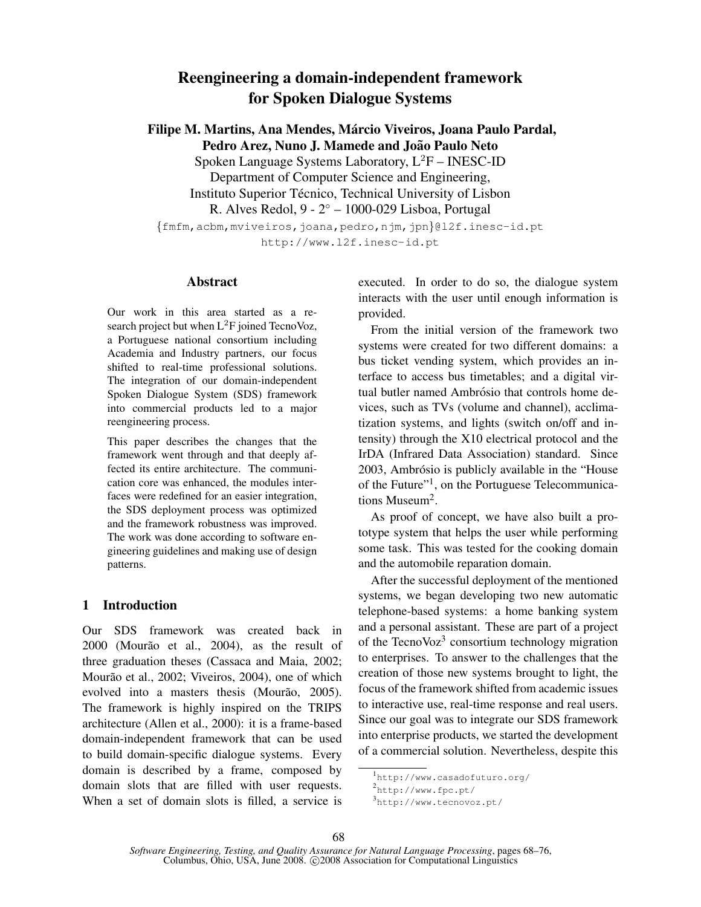# Reengineering a domain-independent framework for Spoken Dialogue Systems

**Filipe M. Martins, Ana Mendes, Márcio Viveiros, Joana Paulo Pardal, Pedro Arez, Nuno J. Mamede and João Paulo Neto**

Spoken Language Systems Laboratory, $L^2F$ – INESC-ID
Department of Computer Science and Engineering,
Instituto Superior Técnico, Technical University of Lisbon
R. Alves Redol, 9 - 2° – 1000-029 Lisboa, Portugal
{fmfm,acbm,mviveiros,joana,pedro,njm,jpn}@l2f.inesc-id.pt
http://www.l2f.inesc-id.pt

## Abstract

Our work in this area started as a research project but when $L^2F$ joined TecnoVoz, a Portuguese national consortium including Academia and Industry partners, our focus shifted to real-time professional solutions. The integration of our domain-independent Spoken Dialogue System (SDS) framework into commercial products led to a major reengineering process.

This paper describes the changes that the framework went through and that deeply affected its entire architecture. The communication core was enhanced, the modules interfaces were redefined for an easier integration, the SDS deployment process was optimized and the framework robustness was improved. The work was done according to software engineering guidelines and making use of design patterns.

## 1 Introduction

Our SDS framework was created back in 2000 (Mourão et al., 2004), as the result of three graduation theses (Cassaca and Maia, 2002; Mourão et al., 2002; Viveiros, 2004), one of which evolved into a masters thesis (Mourão, 2005). The framework is highly inspired on the TRIPS architecture (Allen et al., 2000): it is a frame-based domain-independent framework that can be used to build domain-specific dialogue systems. Every domain is described by a frame, composed by domain slots that are filled with user requests. When a set of domain slots is filled, a service is executed. In order to do so, the dialogue system interacts with the user until enough information is provided.

From the initial version of the framework two systems were created for two different domains: a bus ticket vending system, which provides an interface to access bus timetables; and a digital virtual butler named Ambrósio that controls home devices, such as TVs (volume and channel), acclimatization systems, and lights (switch on/off and intensity) through the X10 electrical protocol and the IrDA (Infrared Data Association) standard. Since 2003, Ambrósio is publicly available in the "House of the Future"[1], on the Portuguese Telecommunications Museum[2].

As proof of concept, we have also built a prototype system that helps the user while performing some task. This was tested for the cooking domain and the automobile reparation domain.

After the successful deployment of the mentioned systems, we began developing two new automatic telephone-based systems: a home banking system and a personal assistant. These are part of a project of the TecnoVoz[3] consortium technology migration to enterprises. To answer to the challenges that the creation of those new systems brought to light, the focus of the framework shifted from academic issues to interactive use, real-time response and real users. Since our goal was to integrate our SDS framework into enterprise products, we started the development of a commercial solution. Nevertheless, despite this

[1] http://www.casadofuturo.org/
[2] http://www.fpc.pt/
[3] http://www.tecnovoz.pt/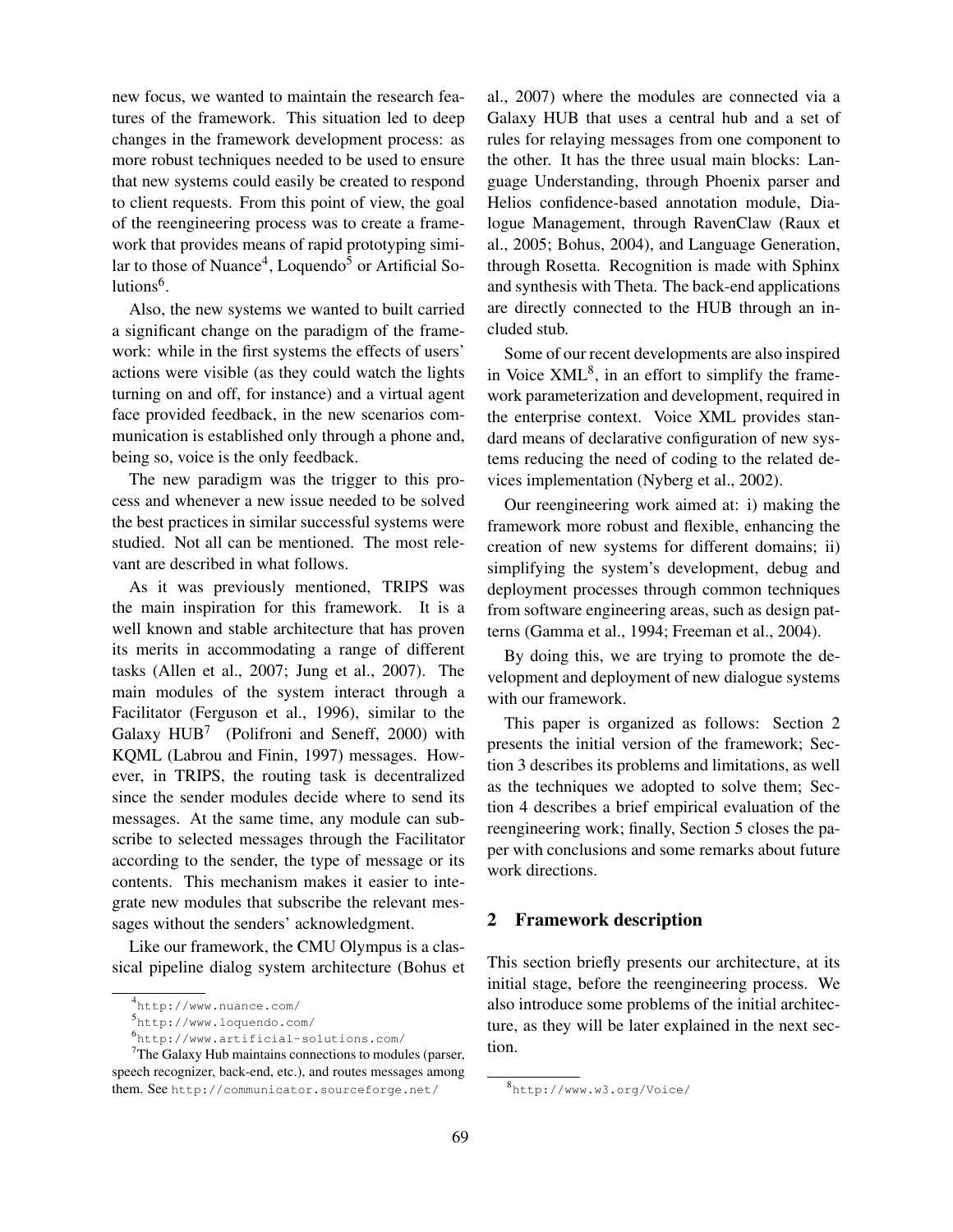new focus, we wanted to maintain the research features of the framework. This situation led to deep changes in the framework development process: as more robust techniques needed to be used to ensure that new systems could easily be created to respond to client requests. From this point of view, the goal of the reengineering process was to create a framework that provides means of rapid prototyping similar to those of Nuance[4], Loquendo[5] or Artificial Solutions[6].

Also, the new systems we wanted to built carried a significant change on the paradigm of the framework: while in the first systems the effects of users' actions were visible (as they could watch the lights turning on and off, for instance) and a virtual agent face provided feedback, in the new scenarios communication is established only through a phone and, being so, voice is the only feedback.

The new paradigm was the trigger to this process and whenever a new issue needed to be solved the best practices in similar successful systems were studied. Not all can be mentioned. The most relevant are described in what follows.

As it was previously mentioned, TRIPS was the main inspiration for this framework. It is a well known and stable architecture that has proven its merits in accommodating a range of different tasks (Allen et al., 2007; Jung et al., 2007). The main modules of the system interact through a Facilitator (Ferguson et al., 1996), similar to the Galaxy HUB[7] (Polifroni and Seneff, 2000) with KQML (Labrou and Finin, 1997) messages. However, in TRIPS, the routing task is decentralized since the sender modules decide where to send its messages. At the same time, any module can subscribe to selected messages through the Facilitator according to the sender, the type of message or its contents. This mechanism makes it easier to integrate new modules that subscribe the relevant messages without the senders' acknowledgment.

Like our framework, the CMU Olympus is a classical pipeline dialog system architecture (Bohus et al., 2007) where the modules are connected via a Galaxy HUB that uses a central hub and a set of rules for relaying messages from one component to the other. It has the three usual main blocks: Language Understanding, through Phoenix parser and Helios confidence-based annotation module, Dialogue Management, through RavenClaw (Raux et al., 2005; Bohus, 2004), and Language Generation, through Rosetta. Recognition is made with Sphinx and synthesis with Theta. The back-end applications are directly connected to the HUB through an included stub.

Some of our recent developments are also inspired in Voice XML[8], in an effort to simplify the framework parameterization and development, required in the enterprise context. Voice XML provides standard means of declarative configuration of new systems reducing the need of coding to the related devices implementation (Nyberg et al., 2002).

Our reengineering work aimed at: i) making the framework more robust and flexible, enhancing the creation of new systems for different domains; ii) simplifying the system's development, debug and deployment processes through common techniques from software engineering areas, such as design patterns (Gamma et al., 1994; Freeman et al., 2004).

By doing this, we are trying to promote the development and deployment of new dialogue systems with our framework.

This paper is organized as follows: Section 2 presents the initial version of the framework; Section 3 describes its problems and limitations, as well as the techniques we adopted to solve them; Section 4 describes a brief empirical evaluation of the reengineering work; finally, Section 5 closes the paper with conclusions and some remarks about future work directions.

## 2 Framework description

This section briefly presents our architecture, at its initial stage, before the reengineering process. We also introduce some problems of the initial architecture, as they will be later explained in the next section.

---

[4] http://www.nuance.com/

[5] http://www.loquendo.com/

[6] http://www.artificial-solutions.com/

[7] The Galaxy Hub maintains connections to modules (parser, speech recognizer, back-end, etc.), and routes messages among them. See http://communicator.sourceforge.net/

[8] http://www.w3.org/Voice/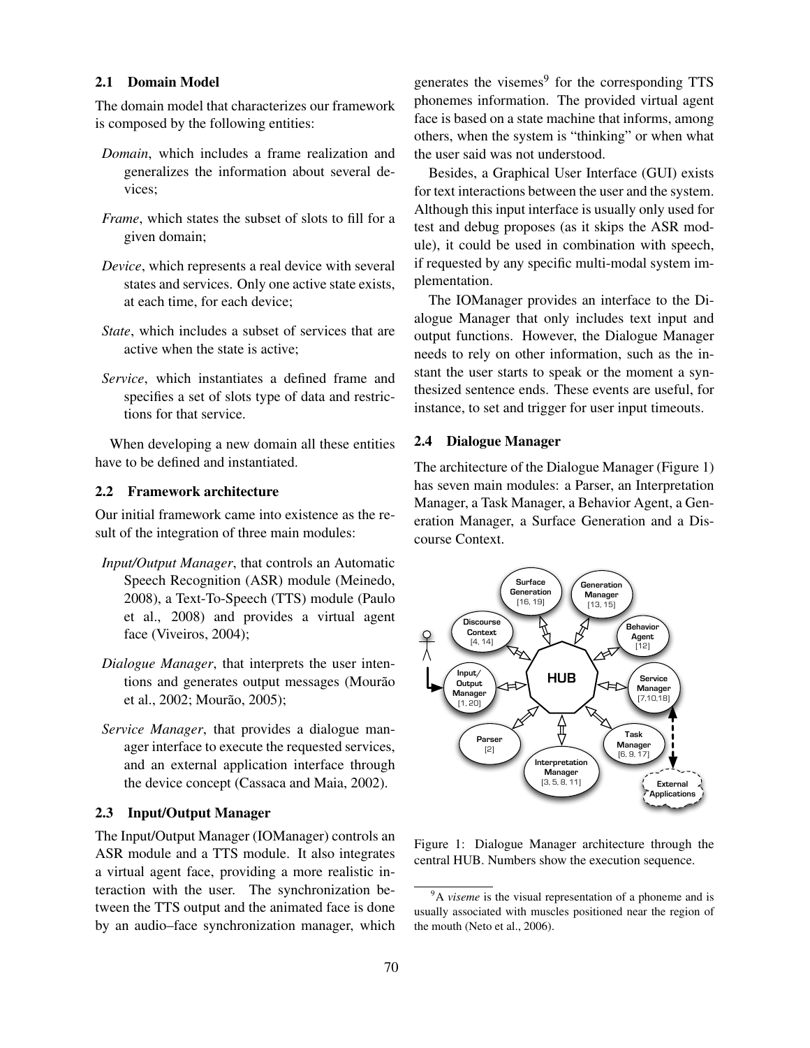### 2.1 Domain Model

The domain model that characterizes our framework is composed by the following entities:

*Domain*, which includes a frame realization and generalizes the information about several devices;

*Frame*, which states the subset of slots to fill for a given domain;

*Device*, which represents a real device with several states and services. Only one active state exists, at each time, for each device;

*State*, which includes a subset of services that are active when the state is active;

*Service*, which instantiates a defined frame and specifies a set of slots type of data and restrictions for that service.

When developing a new domain all these entities have to be defined and instantiated.

### 2.2 Framework architecture

Our initial framework came into existence as the result of the integration of three main modules:

*Input/Output Manager*, that controls an Automatic Speech Recognition (ASR) module (Meinedo, 2008), a Text-To-Speech (TTS) module (Paulo et al., 2008) and provides a virtual agent face (Viveiros, 2004);

*Dialogue Manager*, that interprets the user intentions and generates output messages (Mourão et al., 2002; Mourão, 2005);

*Service Manager*, that provides a dialogue manager interface to execute the requested services, and an external application interface through the device concept (Cassaca and Maia, 2002).

### 2.3 Input/Output Manager

The Input/Output Manager (IOManager) controls an ASR module and a TTS module. It also integrates a virtual agent face, providing a more realistic interaction with the user. The synchronization between the TTS output and the animated face is done by an audio–face synchronization manager, which generates the visemes[9] for the corresponding TTS phonemes information. The provided virtual agent face is based on a state machine that informs, among others, when the system is "thinking" or when what the user said was not understood.

Besides, a Graphical User Interface (GUI) exists for text interactions between the user and the system. Although this input interface is usually only used for test and debug proposes (as it skips the ASR module), it could be used in combination with speech, if requested by any specific multi-modal system implementation.

The IOManager provides an interface to the Dialogue Manager that only includes text input and output functions. However, the Dialogue Manager needs to rely on other information, such as the instant the user starts to speak or the moment a synthesized sentence ends. These events are useful, for instance, to set and trigger for user input timeouts.

### 2.4 Dialogue Manager

The architecture of the Dialogue Manager (Figure 1) has seven main modules: a Parser, an Interpretation Manager, a Task Manager, a Behavior Agent, a Generation Manager, a Surface Generation and a Discourse Context.

Figure 1: Dialogue Manager architecture through the central HUB. Numbers show the execution sequence.

[9] A *viseme* is the visual representation of a phoneme and is usually associated with muscles positioned near the region of the mouth (Neto et al., 2006).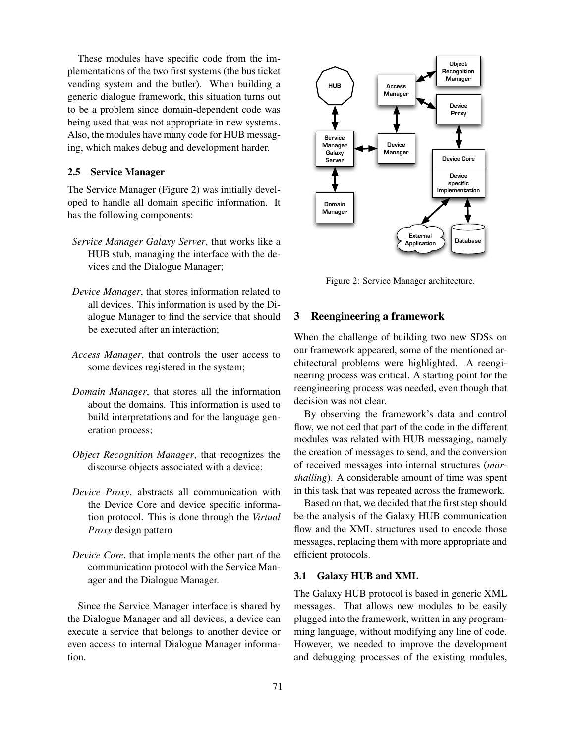These modules have specific code from the implementations of the two first systems (the bus ticket vending system and the butler). When building a generic dialogue framework, this situation turns out to be a problem since domain-dependent code was being used that was not appropriate in new systems. Also, the modules have many code for HUB messaging, which makes debug and development harder.

### 2.5 Service Manager

The Service Manager (Figure 2) was initially developed to handle all domain specific information. It has the following components:

- *Service Manager Galaxy Server*, that works like a HUB stub, managing the interface with the devices and the Dialogue Manager;
- *Device Manager*, that stores information related to all devices. This information is used by the Dialogue Manager to find the service that should be executed after an interaction;
- *Access Manager*, that controls the user access to some devices registered in the system;
- *Domain Manager*, that stores all the information about the domains. This information is used to build interpretations and for the language generation process;
- *Object Recognition Manager*, that recognizes the discourse objects associated with a device;
- *Device Proxy*, abstracts all communication with the Device Core and device specific information protocol. This is done through the *Virtual Proxy* design pattern
- *Device Core*, that implements the other part of the communication protocol with the Service Manager and the Dialogue Manager.

Since the Service Manager interface is shared by the Dialogue Manager and all devices, a device can execute a service that belongs to another device or even access to internal Dialogue Manager information.

Figure 2: Service Manager architecture.

## 3 Reengineering a framework

When the challenge of building two new SDSs on our framework appeared, some of the mentioned architectural problems were highlighted. A reengineering process was critical. A starting point for the reengineering process was needed, even though that decision was not clear.

By observing the framework's data and control flow, we noticed that part of the code in the different modules was related with HUB messaging, namely the creation of messages to send, and the conversion of received messages into internal structures (*marshalling*). A considerable amount of time was spent in this task that was repeated across the framework.

Based on that, we decided that the first step should be the analysis of the Galaxy HUB communication flow and the XML structures used to encode those messages, replacing them with more appropriate and efficient protocols.

### 3.1 Galaxy HUB and XML

The Galaxy HUB protocol is based in generic XML messages. That allows new modules to be easily plugged into the framework, written in any programming language, without modifying any line of code. However, we needed to improve the development and debugging processes of the existing modules,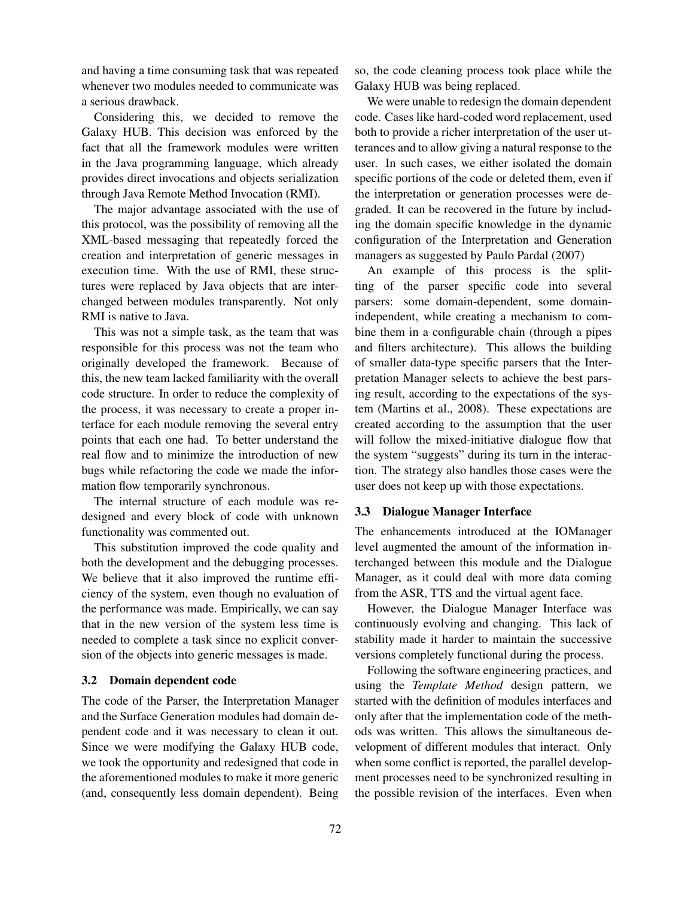and having a time consuming task that was repeated whenever two modules needed to communicate was a serious drawback.

Considering this, we decided to remove the Galaxy HUB. This decision was enforced by the fact that all the framework modules were written in the Java programming language, which already provides direct invocations and objects serialization through Java Remote Method Invocation (RMI).

The major advantage associated with the use of this protocol, was the possibility of removing all the XML-based messaging that repeatedly forced the creation and interpretation of generic messages in execution time. With the use of RMI, these structures were replaced by Java objects that are interchanged between modules transparently. Not only RMI is native to Java.

This was not a simple task, as the team that was responsible for this process was not the team who originally developed the framework. Because of this, the new team lacked familiarity with the overall code structure. In order to reduce the complexity of the process, it was necessary to create a proper interface for each module removing the several entry points that each one had. To better understand the real flow and to minimize the introduction of new bugs while refactoring the code we made the information flow temporarily synchronous.

The internal structure of each module was redesigned and every block of code with unknown functionality was commented out.

This substitution improved the code quality and both the development and the debugging processes. We believe that it also improved the runtime efficiency of the system, even though no evaluation of the performance was made. Empirically, we can say that in the new version of the system less time is needed to complete a task since no explicit conversion of the objects into generic messages is made.

### 3.2 Domain dependent code

The code of the Parser, the Interpretation Manager and the Surface Generation modules had domain dependent code and it was necessary to clean it out. Since we were modifying the Galaxy HUB code, we took the opportunity and redesigned that code in the aforementioned modules to make it more generic (and, consequently less domain dependent). Being so, the code cleaning process took place while the Galaxy HUB was being replaced.

We were unable to redesign the domain dependent code. Cases like hard-coded word replacement, used both to provide a richer interpretation of the user utterances and to allow giving a natural response to the user. In such cases, we either isolated the domain specific portions of the code or deleted them, even if the interpretation or generation processes were degraded. It can be recovered in the future by including the domain specific knowledge in the dynamic configuration of the Interpretation and Generation managers as suggested by Paulo Pardal (2007)

An example of this process is the splitting of the parser specific code into several parsers: some domain-dependent, some domain-independent, while creating a mechanism to combine them in a configurable chain (through a pipes and filters architecture). This allows the building of smaller data-type specific parsers that the Interpretation Manager selects to achieve the best parsing result, according to the expectations of the system (Martins et al., 2008). These expectations are created according to the assumption that the user will follow the mixed-initiative dialogue flow that the system "suggests" during its turn in the interaction. The strategy also handles those cases were the user does not keep up with those expectations.

### 3.3 Dialogue Manager Interface

The enhancements introduced at the IOManager level augmented the amount of the information interchanged between this module and the Dialogue Manager, as it could deal with more data coming from the ASR, TTS and the virtual agent face.

However, the Dialogue Manager Interface was continuously evolving and changing. This lack of stability made it harder to maintain the successive versions completely functional during the process.

Following the software engineering practices, and using the *Template Method* design pattern, we started with the definition of modules interfaces and only after that the implementation code of the methods was written. This allows the simultaneous development of different modules that interact. Only when some conflict is reported, the parallel development processes need to be synchronized resulting in the possible revision of the interfaces. Even when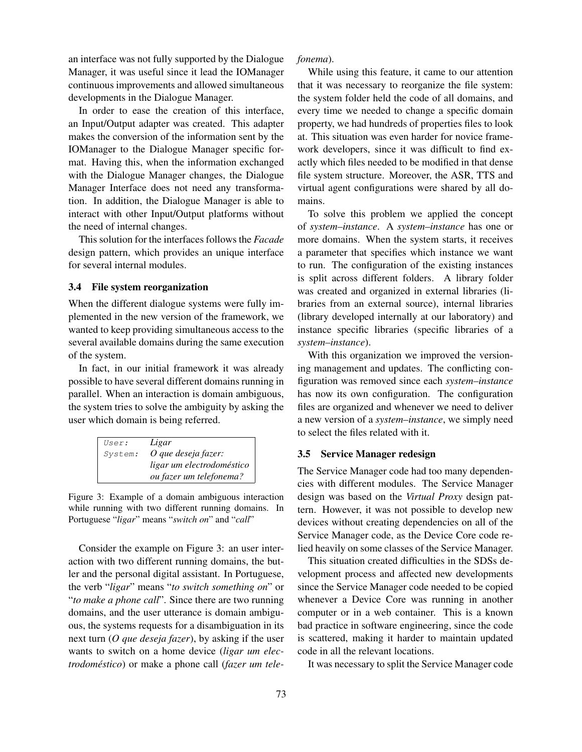an interface was not fully supported by the Dialogue Manager, it was useful since it lead the IOManager continuous improvements and allowed simultaneous developments in the Dialogue Manager.

In order to ease the creation of this interface, an Input/Output adapter was created. This adapter makes the conversion of the information sent by the IOManager to the Dialogue Manager specific format. Having this, when the information exchanged with the Dialogue Manager changes, the Dialogue Manager Interface does not need any transformation. In addition, the Dialogue Manager is able to interact with other Input/Output platforms without the need of internal changes.

This solution for the interfaces follows the *Facade* design pattern, which provides an unique interface for several internal modules.

### 3.4 File system reorganization

When the different dialogue systems were fully implemented in the new version of the framework, we wanted to keep providing simultaneous access to the several available domains during the same execution of the system.

In fact, in our initial framework it was already possible to have several different domains running in parallel. When an interaction is domain ambiguous, the system tries to solve the ambiguity by asking the user which domain is being referred.

| | |
|---|---|
| `User:` | *Ligar* |
| `System:` | *O que deseja fazer: ligar um electrodoméstico ou fazer um telefonema?* |

Figure 3: Example of a domain ambiguous interaction while running with two different running domains. In Portuguese "*ligar*" means "*switch on*" and "*call*"

Consider the example on Figure 3: an user interaction with two different running domains, the butler and the personal digital assistant. In Portuguese, the verb "*ligar*" means "*to switch something on*" or "*to make a phone call*". Since there are two running domains, and the user utterance is domain ambiguous, the systems requests for a disambiguation in its next turn (*O que deseja fazer*), by asking if the user wants to switch on a home device (*ligar um electrodoméstico*) or make a phone call (*fazer um telefonema*).

While using this feature, it came to our attention that it was necessary to reorganize the file system: the system folder held the code of all domains, and every time we needed to change a specific domain property, we had hundreds of properties files to look at. This situation was even harder for novice framework developers, since it was difficult to find exactly which files needed to be modified in that dense file system structure. Moreover, the ASR, TTS and virtual agent configurations were shared by all domains.

To solve this problem we applied the concept of *system–instance*. A *system–instance* has one or more domains. When the system starts, it receives a parameter that specifies which instance we want to run. The configuration of the existing instances is split across different folders. A library folder was created and organized in external libraries (libraries from an external source), internal libraries (library developed internally at our laboratory) and instance specific libraries (specific libraries of a *system–instance*).

With this organization we improved the versioning management and updates. The conflicting configuration was removed since each *system–instance* has now its own configuration. The configuration files are organized and whenever we need to deliver a new version of a *system–instance*, we simply need to select the files related with it.

### 3.5 Service Manager redesign

The Service Manager code had too many dependencies with different modules. The Service Manager design was based on the *Virtual Proxy* design pattern. However, it was not possible to develop new devices without creating dependencies on all of the Service Manager code, as the Device Core code relied heavily on some classes of the Service Manager.

This situation created difficulties in the SDSs development process and affected new developments since the Service Manager code needed to be copied whenever a Device Core was running in another computer or in a web container. This is a known bad practice in software engineering, since the code is scattered, making it harder to maintain updated code in all the relevant locations.

It was necessary to split the Service Manager code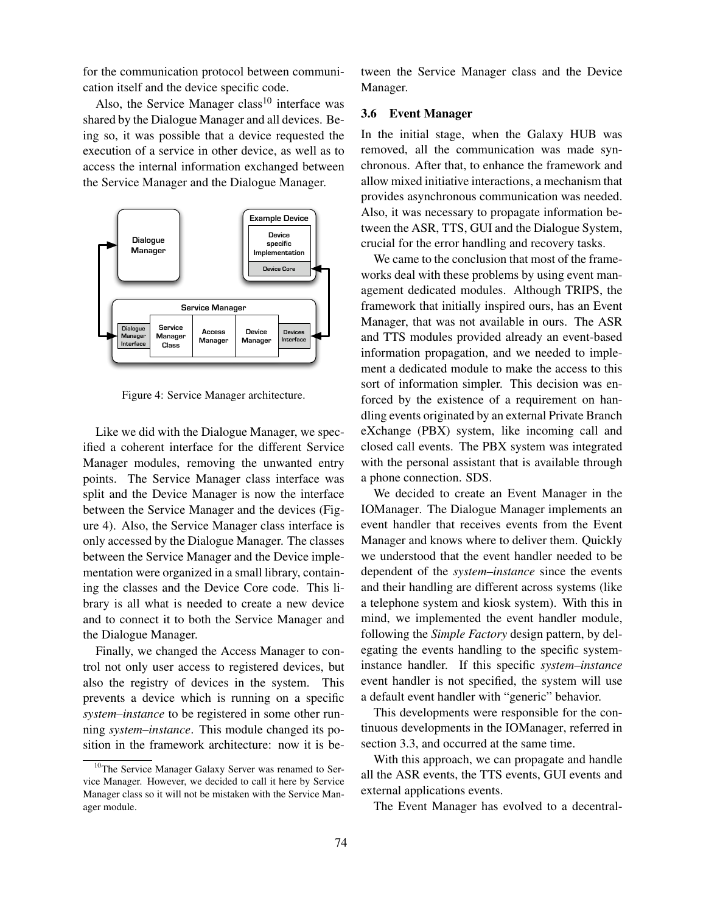for the communication protocol between communication itself and the device specific code.

Also, the Service Manager class[10] interface was shared by the Dialogue Manager and all devices. Being so, it was possible that a device requested the execution of a service in other device, as well as to access the internal information exchanged between the Service Manager and the Dialogue Manager.

Figure 4: Service Manager architecture.

Like we did with the Dialogue Manager, we specified a coherent interface for the different Service Manager modules, removing the unwanted entry points. The Service Manager class interface was split and the Device Manager is now the interface between the Service Manager and the devices (Figure 4). Also, the Service Manager class interface is only accessed by the Dialogue Manager. The classes between the Service Manager and the Device implementation were organized in a small library, containing the classes and the Device Core code. This library is all what is needed to create a new device and to connect it to both the Service Manager and the Dialogue Manager.

Finally, we changed the Access Manager to control not only user access to registered devices, but also the registry of devices in the system. This prevents a device which is running on a specific *system–instance* to be registered in some other running *system–instance*. This module changed its position in the framework architecture: now it is between the Service Manager class and the Device Manager.

### 3.6 Event Manager

In the initial stage, when the Galaxy HUB was removed, all the communication was made synchronous. After that, to enhance the framework and allow mixed initiative interactions, a mechanism that provides asynchronous communication was needed. Also, it was necessary to propagate information between the ASR, TTS, GUI and the Dialogue System, crucial for the error handling and recovery tasks.

We came to the conclusion that most of the frameworks deal with these problems by using event management dedicated modules. Although TRIPS, the framework that initially inspired ours, has an Event Manager, that was not available in ours. The ASR and TTS modules provided already an event-based information propagation, and we needed to implement a dedicated module to make the access to this sort of information simpler. This decision was enforced by the existence of a requirement on handling events originated by an external Private Branch eXchange (PBX) system, like incoming call and closed call events. The PBX system was integrated with the personal assistant that is available through a phone connection. SDS.

We decided to create an Event Manager in the IOManager. The Dialogue Manager implements an event handler that receives events from the Event Manager and knows where to deliver them. Quickly we understood that the event handler needed to be dependent of the *system–instance* since the events and their handling are different across systems (like a telephone system and kiosk system). With this in mind, we implemented the event handler module, following the *Simple Factory* design pattern, by delegating the events handling to the specific system-instance handler. If this specific *system–instance* event handler is not specified, the system will use a default event handler with "generic" behavior.

This developments were responsible for the continuous developments in the IOManager, referred in section 3.3, and occurred at the same time.

With this approach, we can propagate and handle all the ASR events, the TTS events, GUI events and external applications events.

The Event Manager has evolved to a decentral-

[10] The Service Manager Galaxy Server was renamed to Service Manager. However, we decided to call it here by Service Manager class so it will not be mistaken with the Service Manager module.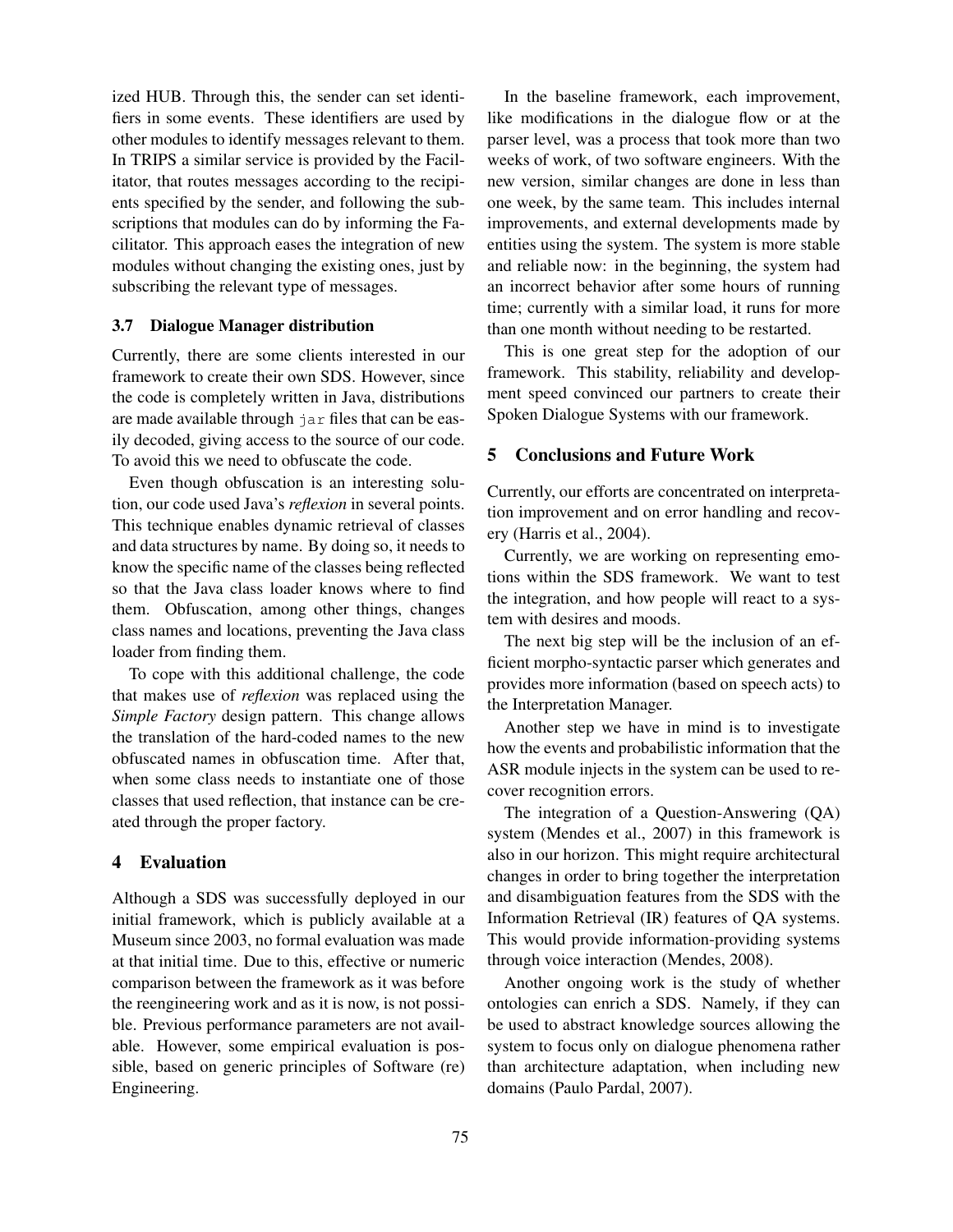ized HUB. Through this, the sender can set identifiers in some events. These identifiers are used by other modules to identify messages relevant to them. In TRIPS a similar service is provided by the Facilitator, that routes messages according to the recipients specified by the sender, and following the subscriptions that modules can do by informing the Facilitator. This approach eases the integration of new modules without changing the existing ones, just by subscribing the relevant type of messages.

### 3.7 Dialogue Manager distribution

Currently, there are some clients interested in our framework to create their own SDS. However, since the code is completely written in Java, distributions are made available through `jar` files that can be easily decoded, giving access to the source of our code. To avoid this we need to obfuscate the code.

Even though obfuscation is an interesting solution, our code used Java's *reflexion* in several points. This technique enables dynamic retrieval of classes and data structures by name. By doing so, it needs to know the specific name of the classes being reflected so that the Java class loader knows where to find them. Obfuscation, among other things, changes class names and locations, preventing the Java class loader from finding them.

To cope with this additional challenge, the code that makes use of *reflexion* was replaced using the *Simple Factory* design pattern. This change allows the translation of the hard-coded names to the new obfuscated names in obfuscation time. After that, when some class needs to instantiate one of those classes that used reflection, that instance can be created through the proper factory.

## 4 Evaluation

Although a SDS was successfully deployed in our initial framework, which is publicly available at a Museum since 2003, no formal evaluation was made at that initial time. Due to this, effective or numeric comparison between the framework as it was before the reengineering work and as it is now, is not possible. Previous performance parameters are not available. However, some empirical evaluation is possible, based on generic principles of Software (re) Engineering.

In the baseline framework, each improvement, like modifications in the dialogue flow or at the parser level, was a process that took more than two weeks of work, of two software engineers. With the new version, similar changes are done in less than one week, by the same team. This includes internal improvements, and external developments made by entities using the system. The system is more stable and reliable now: in the beginning, the system had an incorrect behavior after some hours of running time; currently with a similar load, it runs for more than one month without needing to be restarted.

This is one great step for the adoption of our framework. This stability, reliability and development speed convinced our partners to create their Spoken Dialogue Systems with our framework.

## 5 Conclusions and Future Work

Currently, our efforts are concentrated on interpretation improvement and on error handling and recovery (Harris et al., 2004).

Currently, we are working on representing emotions within the SDS framework. We want to test the integration, and how people will react to a system with desires and moods.

The next big step will be the inclusion of an efficient morpho-syntactic parser which generates and provides more information (based on speech acts) to the Interpretation Manager.

Another step we have in mind is to investigate how the events and probabilistic information that the ASR module injects in the system can be used to recover recognition errors.

The integration of a Question-Answering (QA) system (Mendes et al., 2007) in this framework is also in our horizon. This might require architectural changes in order to bring together the interpretation and disambiguation features from the SDS with the Information Retrieval (IR) features of QA systems. This would provide information-providing systems through voice interaction (Mendes, 2008).

Another ongoing work is the study of whether ontologies can enrich a SDS. Namely, if they can be used to abstract knowledge sources allowing the system to focus only on dialogue phenomena rather than architecture adaptation, when including new domains (Paulo Pardal, 2007).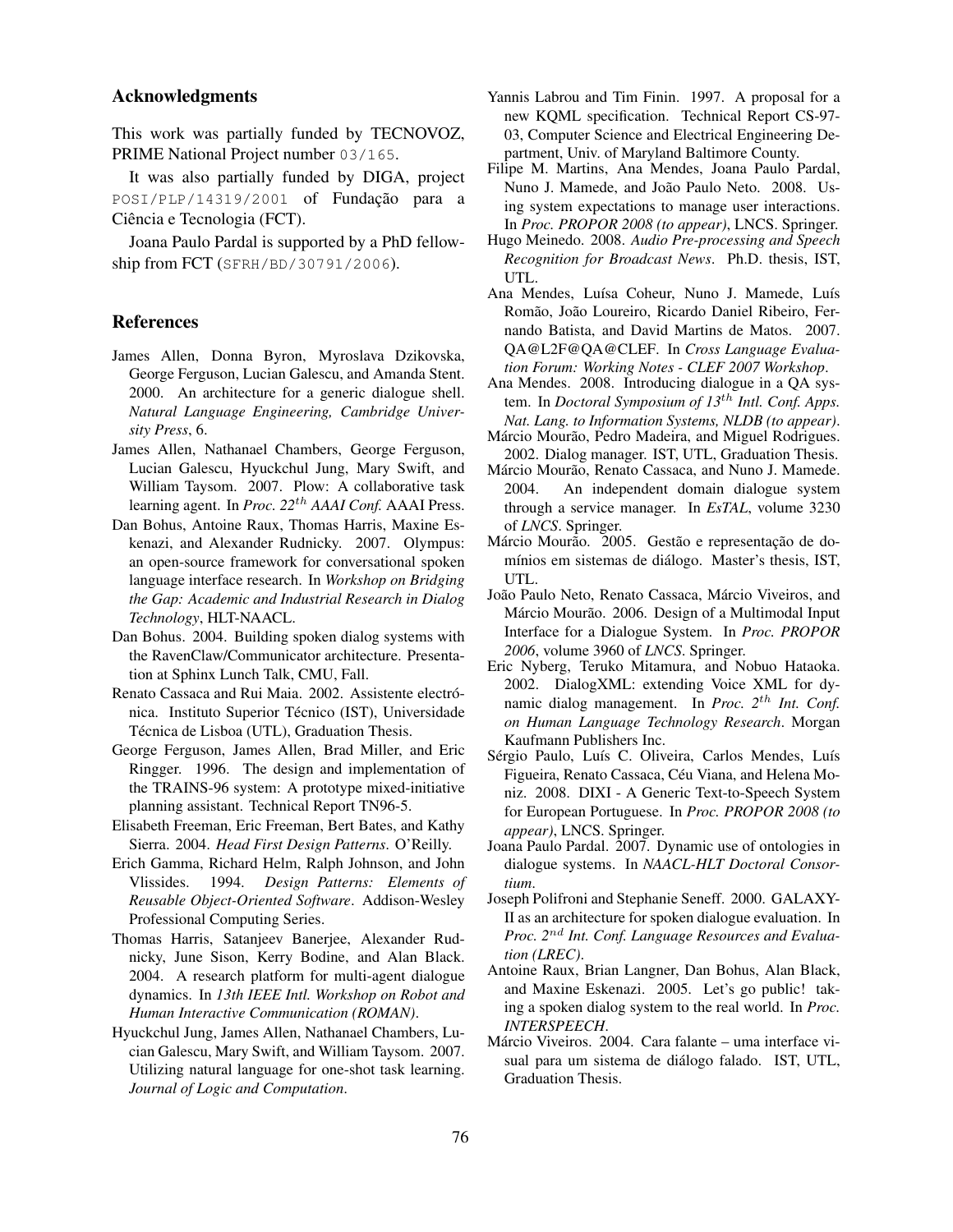## Acknowledgments

This work was partially funded by TECNOVOZ, PRIME National Project number 03/165.

It was also partially funded by DIGA, project POSI/PLP/14319/2001 of Fundação para a Ciência e Tecnologia (FCT).

Joana Paulo Pardal is supported by a PhD fellowship from FCT (SFRH/BD/30791/2006).

## References

James Allen, Donna Byron, Myroslava Dzikovska, George Ferguson, Lucian Galescu, and Amanda Stent. 2000. An architecture for a generic dialogue shell. *Natural Language Engineering, Cambridge University Press*, 6.

James Allen, Nathanael Chambers, George Ferguson, Lucian Galescu, Hyuckchul Jung, Mary Swift, and William Taysom. 2007. Plow: A collaborative task learning agent. In *Proc. 22$^{th}$ AAAI Conf.* AAAI Press.

Dan Bohus, Antoine Raux, Thomas Harris, Maxine Eskenazi, and Alexander Rudnicky. 2007. Olympus: an open-source framework for conversational spoken language interface research. In *Workshop on Bridging the Gap: Academic and Industrial Research in Dialog Technology*, HLT-NAACL.

Dan Bohus. 2004. Building spoken dialog systems with the RavenClaw/Communicator architecture. Presentation at Sphinx Lunch Talk, CMU, Fall.

Renato Cassaca and Rui Maia. 2002. Assistente electrónica. Instituto Superior Técnico (IST), Universidade Técnica de Lisboa (UTL), Graduation Thesis.

George Ferguson, James Allen, Brad Miller, and Eric Ringger. 1996. The design and implementation of the TRAINS-96 system: A prototype mixed-initiative planning assistant. Technical Report TN96-5.

Elisabeth Freeman, Eric Freeman, Bert Bates, and Kathy Sierra. 2004. *Head First Design Patterns*. O'Reilly.

Erich Gamma, Richard Helm, Ralph Johnson, and John Vlissides. 1994. *Design Patterns: Elements of Reusable Object-Oriented Software*. Addison-Wesley Professional Computing Series.

Thomas Harris, Satanjeev Banerjee, Alexander Rudnicky, June Sison, Kerry Bodine, and Alan Black. 2004. A research platform for multi-agent dialogue dynamics. In *13th IEEE Intl. Workshop on Robot and Human Interactive Communication (ROMAN)*.

Hyuckchul Jung, James Allen, Nathanael Chambers, Lucian Galescu, Mary Swift, and William Taysom. 2007. Utilizing natural language for one-shot task learning. *Journal of Logic and Computation*.

Yannis Labrou and Tim Finin. 1997. A proposal for a new KQML specification. Technical Report CS-97-03, Computer Science and Electrical Engineering Department, Univ. of Maryland Baltimore County.

Filipe M. Martins, Ana Mendes, Joana Paulo Pardal, Nuno J. Mamede, and João Paulo Neto. 2008. Using system expectations to manage user interactions. In *Proc. PROPOR 2008 (to appear)*, LNCS. Springer.

Hugo Meinedo. 2008. *Audio Pre-processing and Speech Recognition for Broadcast News*. Ph.D. thesis, IST, UTL.

Ana Mendes, Luísa Coheur, Nuno J. Mamede, Luís Romão, João Loureiro, Ricardo Daniel Ribeiro, Fernando Batista, and David Martins de Matos. 2007. QA@L2F@QA@CLEF. In *Cross Language Evaluation Forum: Working Notes - CLEF 2007 Workshop*.

Ana Mendes. 2008. Introducing dialogue in a QA system. In *Doctoral Symposium of 13$^{th}$ Intl. Conf. Apps. Nat. Lang. to Information Systems, NLDB (to appear)*.

Márcio Mourão, Pedro Madeira, and Miguel Rodrigues. 2002. Dialog manager. IST, UTL, Graduation Thesis.

Márcio Mourão, Renato Cassaca, and Nuno J. Mamede. 2004. An independent domain dialogue system through a service manager. In *EsTAL*, volume 3230 of *LNCS*. Springer.

Márcio Mourão. 2005. Gestão e representação de domínios em sistemas de diálogo. Master's thesis, IST, UTL.

João Paulo Neto, Renato Cassaca, Márcio Viveiros, and Márcio Mourão. 2006. Design of a Multimodal Input Interface for a Dialogue System. In *Proc. PROPOR 2006*, volume 3960 of *LNCS*. Springer.

Eric Nyberg, Teruko Mitamura, and Nobuo Hataoka. 2002. DialogXML: extending Voice XML for dynamic dialog management. In *Proc. 2$^{th}$ Int. Conf. on Human Language Technology Research*. Morgan Kaufmann Publishers Inc.

Sérgio Paulo, Luís C. Oliveira, Carlos Mendes, Luís Figueira, Renato Cassaca, Céu Viana, and Helena Moniz. 2008. DIXI - A Generic Text-to-Speech System for European Portuguese. In *Proc. PROPOR 2008 (to appear)*, LNCS. Springer.

Joana Paulo Pardal. 2007. Dynamic use of ontologies in dialogue systems. In *NAACL-HLT Doctoral Consortium*.

Joseph Polifroni and Stephanie Seneff. 2000. GALAXY-II as an architecture for spoken dialogue evaluation. In *Proc. 2$^{nd}$ Int. Conf. Language Resources and Evaluation (LREC)*.

Antoine Raux, Brian Langner, Dan Bohus, Alan Black, and Maxine Eskenazi. 2005. Let's go public! taking a spoken dialog system to the real world. In *Proc. INTERSPEECH*.

Márcio Viveiros. 2004. Cara falante – uma interface visual para um sistema de diálogo falado. IST, UTL, Graduation Thesis.